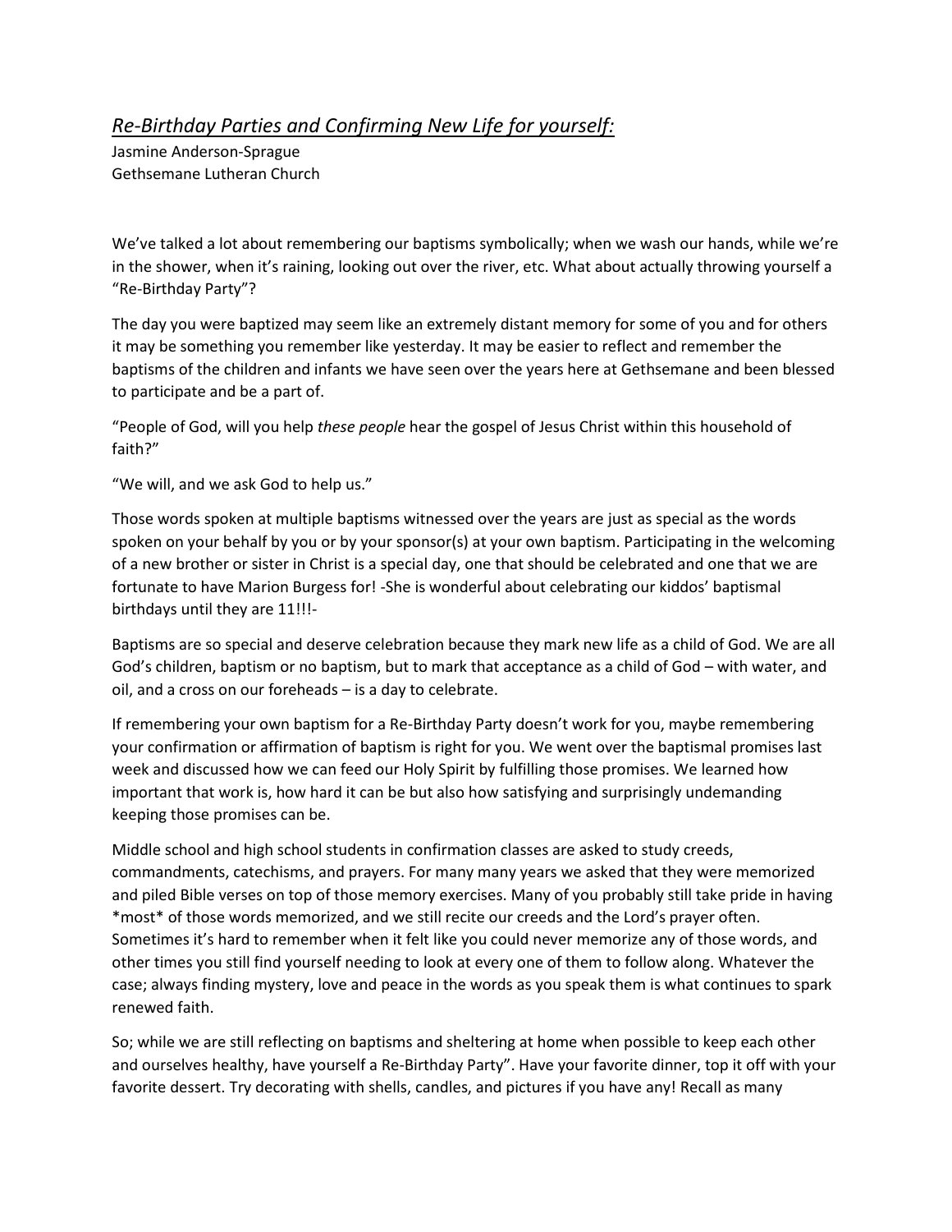*Re-Birthday Parties and Confirming New Life for yourself:*

Jasmine Anderson-Sprague
Gethsemane Lutheran Church

We've talked a lot about remembering our baptisms symbolically; when we wash our hands, while we're in the shower, when it's raining, looking out over the river, etc. What about actually throwing yourself a "Re-Birthday Party"?

The day you were baptized may seem like an extremely distant memory for some of you and for others it may be something you remember like yesterday. It may be easier to reflect and remember the baptisms of the children and infants we have seen over the years here at Gethsemane and been blessed to participate and be a part of.

"People of God, will you help *these people* hear the gospel of Jesus Christ within this household of faith?"

"We will, and we ask God to help us."

Those words spoken at multiple baptisms witnessed over the years are just as special as the words spoken on your behalf by you or by your sponsor(s) at your own baptism. Participating in the welcoming of a new brother or sister in Christ is a special day, one that should be celebrated and one that we are fortunate to have Marion Burgess for! -She is wonderful about celebrating our kiddos' baptismal birthdays until they are 11!!!-

Baptisms are so special and deserve celebration because they mark new life as a child of God. We are all God's children, baptism or no baptism, but to mark that acceptance as a child of God – with water, and oil, and a cross on our foreheads – is a day to celebrate.

If remembering your own baptism for a Re-Birthday Party doesn't work for you, maybe remembering your confirmation or affirmation of baptism is right for you. We went over the baptismal promises last week and discussed how we can feed our Holy Spirit by fulfilling those promises. We learned how important that work is, how hard it can be but also how satisfying and surprisingly undemanding keeping those promises can be.

Middle school and high school students in confirmation classes are asked to study creeds, commandments, catechisms, and prayers. For many many years we asked that they were memorized and piled Bible verses on top of those memory exercises. Many of you probably still take pride in having *most* of those words memorized, and we still recite our creeds and the Lord's prayer often. Sometimes it's hard to remember when it felt like you could never memorize any of those words, and other times you still find yourself needing to look at every one of them to follow along. Whatever the case; always finding mystery, love and peace in the words as you speak them is what continues to spark renewed faith.

So; while we are still reflecting on baptisms and sheltering at home when possible to keep each other and ourselves healthy, have yourself a Re-Birthday Party". Have your favorite dinner, top it off with your favorite dessert. Try decorating with shells, candles, and pictures if you have any! Recall as many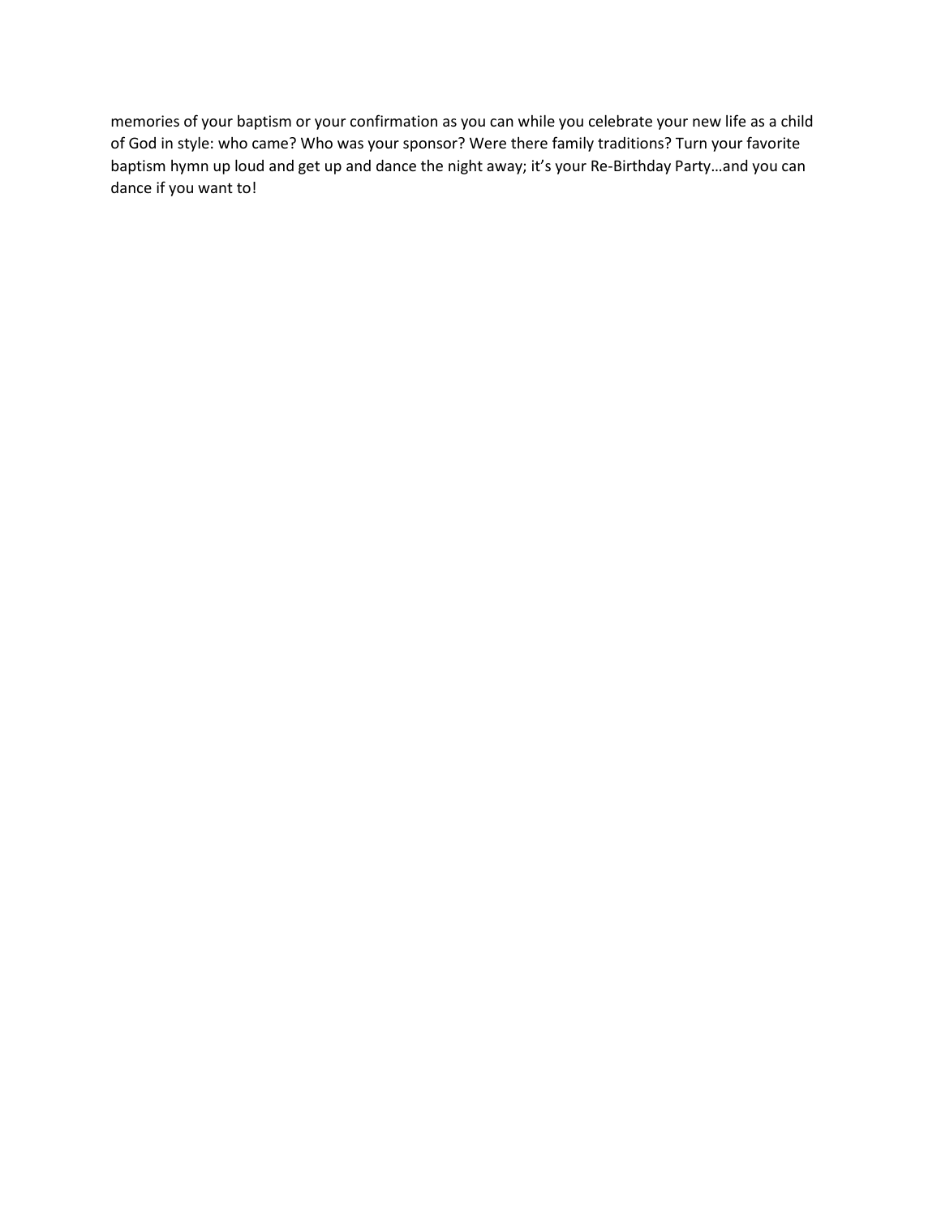memories of your baptism or your confirmation as you can while you celebrate your new life as a child of God in style: who came? Who was your sponsor? Were there family traditions? Turn your favorite baptism hymn up loud and get up and dance the night away; it's your Re-Birthday Party…and you can dance if you want to!